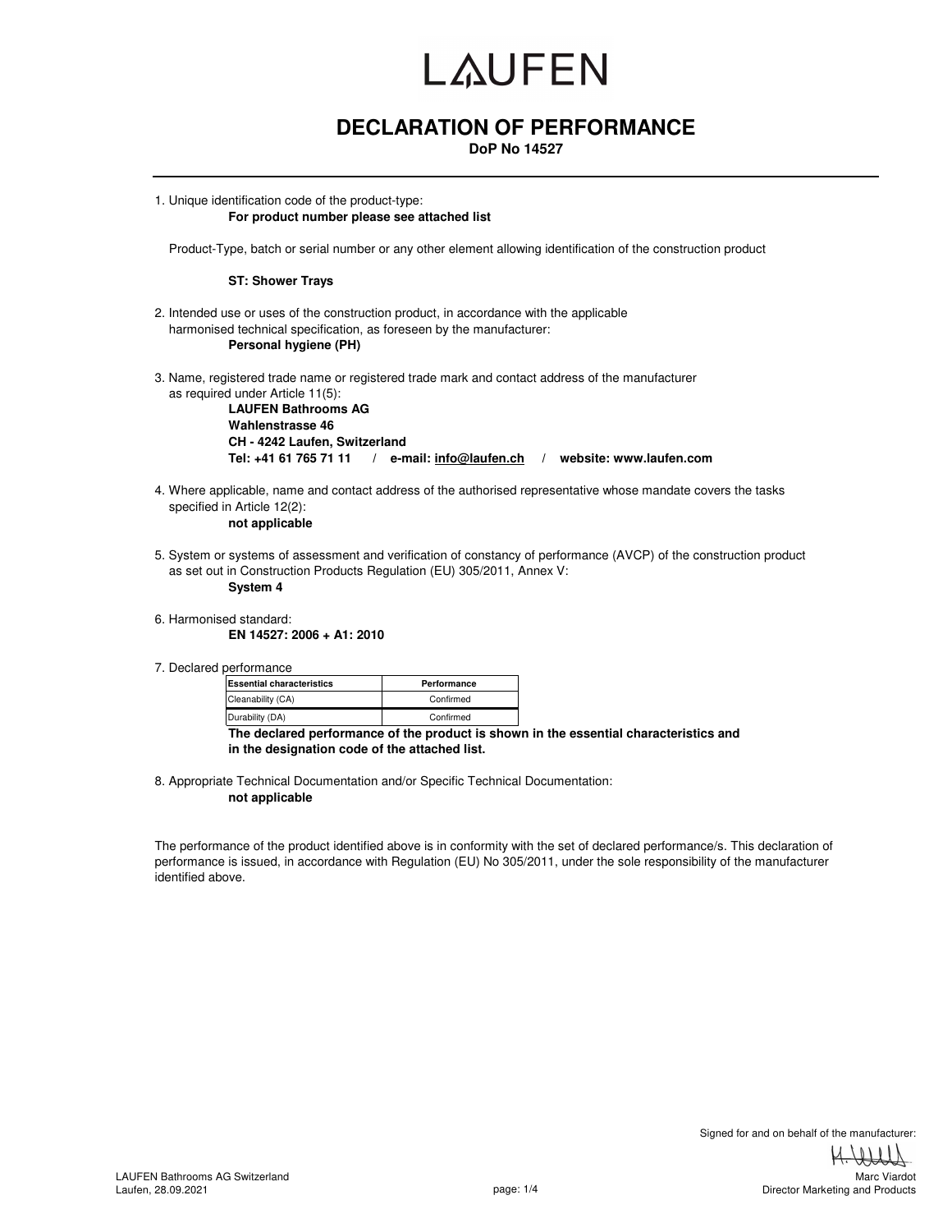# LAUFEN

## DECLARATION OF PERFORMANCE

**DoP No 14527**

1. Unique identification code of the product-type:
   **For product number please see attached list**

   Product-Type, batch or serial number or any other element allowing identification of the construction product

   **ST: Shower Trays**

2. Intended use or uses of the construction product, in accordance with the applicable harmonised technical specification, as foreseen by the manufacturer:
   **Personal hygiene (PH)**

3. Name, registered trade name or registered trade mark and contact address of the manufacturer as required under Article 11(5):
   **LAUFEN Bathrooms AG**
   **Wahlenstrasse 46**
   **CH - 4242 Laufen, Switzerland**
   **Tel: +41 61 765 71 11 / e-mail: info@laufen.ch / website: www.laufen.com**

4. Where applicable, name and contact address of the authorised representative whose mandate covers the tasks specified in Article 12(2):
   **not applicable**

5. System or systems of assessment and verification of constancy of performance (AVCP) of the construction product as set out in Construction Products Regulation (EU) 305/2011, Annex V:
   **System 4**

6. Harmonised standard:
   **EN 14527: 2006 + A1: 2010**

7. Declared performance

| Essential characteristics | Performance |
|---|---|
| Cleanability (CA) | Confirmed |
| Durability (DA) | Confirmed |

   **The declared performance of the product is shown in the essential characteristics and in the designation code of the attached list.**

8. Appropriate Technical Documentation and/or Specific Technical Documentation:
   **not applicable**

The performance of the product identified above is in conformity with the set of declared performance/s. This declaration of performance is issued, in accordance with Regulation (EU) No 305/2011, under the sole responsibility of the manufacturer identified above.

Signed for and on behalf of the manufacturer:

Marc Viardot
Director Marketing and Products

LAUFEN Bathrooms AG Switzerland
Laufen, 28.09.2021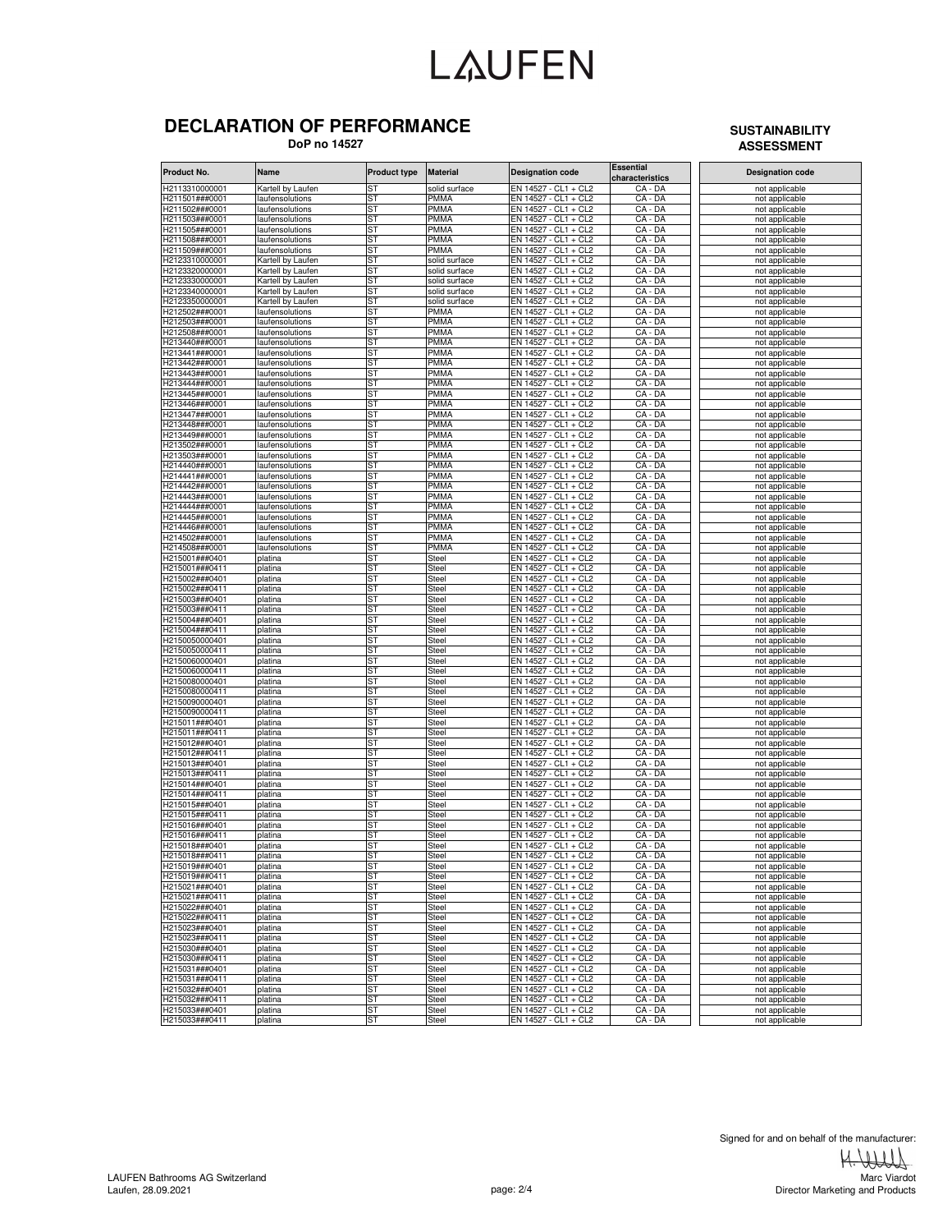# LAUFEN

## DECLARATION OF PERFORMANCE

**DoP no 14527**

**SUSTAINABILITY ASSESSMENT**

| Product No. | Name | Product type | Material | Designation code | Essential characteristics | Designation code |
|---|---|---|---|---|---|---|
| H2113310000001 | Kartell by Laufen | ST | solid surface | EN 14527 - CL1 + CL2 | CA - DA | not applicable |
| H211501###0001 | laufensolutions | ST | PMMA | EN 14527 - CL1 + CL2 | CA - DA | not applicable |
| H211502###0001 | laufensolutions | ST | PMMA | EN 14527 - CL1 + CL2 | CA - DA | not applicable |
| H211503###0001 | laufensolutions | ST | PMMA | EN 14527 - CL1 + CL2 | CA - DA | not applicable |
| H211505###0001 | laufensolutions | ST | PMMA | EN 14527 - CL1 + CL2 | CA - DA | not applicable |
| H211508###0001 | laufensolutions | ST | PMMA | EN 14527 - CL1 + CL2 | CA - DA | not applicable |
| H211509###0001 | laufensolutions | ST | PMMA | EN 14527 - CL1 + CL2 | CA - DA | not applicable |
| H2123310000001 | Kartell by Laufen | ST | solid surface | EN 14527 - CL1 + CL2 | CA - DA | not applicable |
| H2123320000001 | Kartell by Laufen | ST | solid surface | EN 14527 - CL1 + CL2 | CA - DA | not applicable |
| H2123330000001 | Kartell by Laufen | ST | solid surface | EN 14527 - CL1 + CL2 | CA - DA | not applicable |
| H2123340000001 | Kartell by Laufen | ST | solid surface | EN 14527 - CL1 + CL2 | CA - DA | not applicable |
| H2123350000001 | Kartell by Laufen | ST | solid surface | EN 14527 - CL1 + CL2 | CA - DA | not applicable |
| H212502###0001 | laufensolutions | ST | PMMA | EN 14527 - CL1 + CL2 | CA - DA | not applicable |
| H212503###0001 | laufensolutions | ST | PMMA | EN 14527 - CL1 + CL2 | CA - DA | not applicable |
| H212508###0001 | laufensolutions | ST | PMMA | EN 14527 - CL1 + CL2 | CA - DA | not applicable |
| H213440###0001 | laufensolutions | ST | PMMA | EN 14527 - CL1 + CL2 | CA - DA | not applicable |
| H213441###0001 | laufensolutions | ST | PMMA | EN 14527 - CL1 + CL2 | CA - DA | not applicable |
| H213442###0001 | laufensolutions | ST | PMMA | EN 14527 - CL1 + CL2 | CA - DA | not applicable |
| H213443###0001 | laufensolutions | ST | PMMA | EN 14527 - CL1 + CL2 | CA - DA | not applicable |
| H213444###0001 | laufensolutions | ST | PMMA | EN 14527 - CL1 + CL2 | CA - DA | not applicable |
| H213445###0001 | laufensolutions | ST | PMMA | EN 14527 - CL1 + CL2 | CA - DA | not applicable |
| H213446###0001 | laufensolutions | ST | PMMA | EN 14527 - CL1 + CL2 | CA - DA | not applicable |
| H213447###0001 | laufensolutions | ST | PMMA | EN 14527 - CL1 + CL2 | CA - DA | not applicable |
| H213448###0001 | laufensolutions | ST | PMMA | EN 14527 - CL1 + CL2 | CA - DA | not applicable |
| H213449###0001 | laufensolutions | ST | PMMA | EN 14527 - CL1 + CL2 | CA - DA | not applicable |
| H213502###0001 | laufensolutions | ST | PMMA | EN 14527 - CL1 + CL2 | CA - DA | not applicable |
| H213503###0001 | laufensolutions | ST | PMMA | EN 14527 - CL1 + CL2 | CA - DA | not applicable |
| H214440###0001 | laufensolutions | ST | PMMA | EN 14527 - CL1 + CL2 | CA - DA | not applicable |
| H214441###0001 | laufensolutions | ST | PMMA | EN 14527 - CL1 + CL2 | CA - DA | not applicable |
| H214442###0001 | laufensolutions | ST | PMMA | EN 14527 - CL1 + CL2 | CA - DA | not applicable |
| H214443###0001 | laufensolutions | ST | PMMA | EN 14527 - CL1 + CL2 | CA - DA | not applicable |
| H214444###0001 | laufensolutions | ST | PMMA | EN 14527 - CL1 + CL2 | CA - DA | not applicable |
| H214445###0001 | laufensolutions | ST | PMMA | EN 14527 - CL1 + CL2 | CA - DA | not applicable |
| H214446###0001 | laufensolutions | ST | PMMA | EN 14527 - CL1 + CL2 | CA - DA | not applicable |
| H214502###0001 | laufensolutions | ST | PMMA | EN 14527 - CL1 + CL2 | CA - DA | not applicable |
| H214508###0001 | laufensolutions | ST | PMMA | EN 14527 - CL1 + CL2 | CA - DA | not applicable |
| H215001###0401 | platina | ST | Steel | EN 14527 - CL1 + CL2 | CA - DA | not applicable |
| H215001###0411 | platina | ST | Steel | EN 14527 - CL1 + CL2 | CA - DA | not applicable |
| H215002###0401 | platina | ST | Steel | EN 14527 - CL1 + CL2 | CA - DA | not applicable |
| H215002###0411 | platina | ST | Steel | EN 14527 - CL1 + CL2 | CA - DA | not applicable |
| H215003###0401 | platina | ST | Steel | EN 14527 - CL1 + CL2 | CA - DA | not applicable |
| H215003###0411 | platina | ST | Steel | EN 14527 - CL1 + CL2 | CA - DA | not applicable |
| H215004###0401 | platina | ST | Steel | EN 14527 - CL1 + CL2 | CA - DA | not applicable |
| H215004###0411 | platina | ST | Steel | EN 14527 - CL1 + CL2 | CA - DA | not applicable |
| H2150050000401 | platina | ST | Steel | EN 14527 - CL1 + CL2 | CA - DA | not applicable |
| H2150050000411 | platina | ST | Steel | EN 14527 - CL1 + CL2 | CA - DA | not applicable |
| H2150060000401 | platina | ST | Steel | EN 14527 - CL1 + CL2 | CA - DA | not applicable |
| H2150060000411 | platina | ST | Steel | EN 14527 - CL1 + CL2 | CA - DA | not applicable |
| H2150080000401 | platina | ST | Steel | EN 14527 - CL1 + CL2 | CA - DA | not applicable |
| H2150080000411 | platina | ST | Steel | EN 14527 - CL1 + CL2 | CA - DA | not applicable |
| H2150090000401 | platina | ST | Steel | EN 14527 - CL1 + CL2 | CA - DA | not applicable |
| H2150090000411 | platina | ST | Steel | EN 14527 - CL1 + CL2 | CA - DA | not applicable |
| H215011###0401 | platina | ST | Steel | EN 14527 - CL1 + CL2 | CA - DA | not applicable |
| H215011###0411 | platina | ST | Steel | EN 14527 - CL1 + CL2 | CA - DA | not applicable |
| H215012###0401 | platina | ST | Steel | EN 14527 - CL1 + CL2 | CA - DA | not applicable |
| H215012###0411 | platina | ST | Steel | EN 14527 - CL1 + CL2 | CA - DA | not applicable |
| H215013###0401 | platina | ST | Steel | EN 14527 - CL1 + CL2 | CA - DA | not applicable |
| H215013###0411 | platina | ST | Steel | EN 14527 - CL1 + CL2 | CA - DA | not applicable |
| H215014###0401 | platina | ST | Steel | EN 14527 - CL1 + CL2 | CA - DA | not applicable |
| H215014###0411 | platina | ST | Steel | EN 14527 - CL1 + CL2 | CA - DA | not applicable |
| H215015###0401 | platina | ST | Steel | EN 14527 - CL1 + CL2 | CA - DA | not applicable |
| H215015###0411 | platina | ST | Steel | EN 14527 - CL1 + CL2 | CA - DA | not applicable |
| H215016###0401 | platina | ST | Steel | EN 14527 - CL1 + CL2 | CA - DA | not applicable |
| H215016###0411 | platina | ST | Steel | EN 14527 - CL1 + CL2 | CA - DA | not applicable |
| H215018###0401 | platina | ST | Steel | EN 14527 - CL1 + CL2 | CA - DA | not applicable |
| H215018###0411 | platina | ST | Steel | EN 14527 - CL1 + CL2 | CA - DA | not applicable |
| H215019###0401 | platina | ST | Steel | EN 14527 - CL1 + CL2 | CA - DA | not applicable |
| H215019###0411 | platina | ST | Steel | EN 14527 - CL1 + CL2 | CA - DA | not applicable |
| H215021###0401 | platina | ST | Steel | EN 14527 - CL1 + CL2 | CA - DA | not applicable |
| H215021###0411 | platina | ST | Steel | EN 14527 - CL1 + CL2 | CA - DA | not applicable |
| H215022###0401 | platina | ST | Steel | EN 14527 - CL1 + CL2 | CA - DA | not applicable |
| H215022###0411 | platina | ST | Steel | EN 14527 - CL1 + CL2 | CA - DA | not applicable |
| H215023###0401 | platina | ST | Steel | EN 14527 - CL1 + CL2 | CA - DA | not applicable |
| H215023###0411 | platina | ST | Steel | EN 14527 - CL1 + CL2 | CA - DA | not applicable |
| H215030###0401 | platina | ST | Steel | EN 14527 - CL1 + CL2 | CA - DA | not applicable |
| H215030###0411 | platina | ST | Steel | EN 14527 - CL1 + CL2 | CA - DA | not applicable |
| H215031###0401 | platina | ST | Steel | EN 14527 - CL1 + CL2 | CA - DA | not applicable |
| H215031###0411 | platina | ST | Steel | EN 14527 - CL1 + CL2 | CA - DA | not applicable |
| H215032###0401 | platina | ST | Steel | EN 14527 - CL1 + CL2 | CA - DA | not applicable |
| H215032###0411 | platina | ST | Steel | EN 14527 - CL1 + CL2 | CA - DA | not applicable |
| H215033###0401 | platina | ST | Steel | EN 14527 - CL1 + CL2 | CA - DA | not applicable |
| H215033###0411 | platina | ST | Steel | EN 14527 - CL1 + CL2 | CA - DA | not applicable |

Signed for and on behalf of the manufacturer:

Marc Viardot
Director Marketing and Products

LAUFEN Bathrooms AG Switzerland
Laufen, 28.09.2021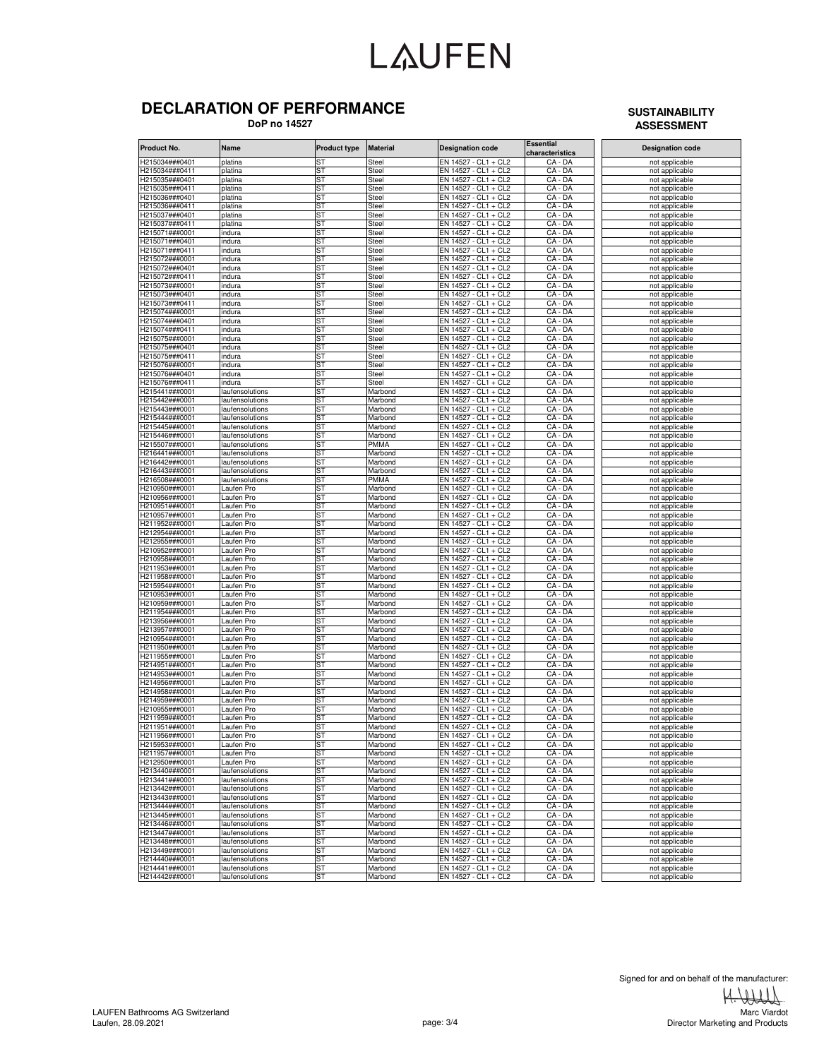# LAUFEN

## DECLARATION OF PERFORMANCE

**DoP no 14527**

**SUSTAINABILITY ASSESSMENT**

| Product No. | Name | Product type | Material | Designation code | Essential characteristics | Designation code |
|---|---|---|---|---|---|---|
| H215034###0401 | platina | ST | Steel | EN 14527 - CL1 + CL2 | CA - DA | not applicable |
| H215034###0411 | platina | ST | Steel | EN 14527 - CL1 + CL2 | CA - DA | not applicable |
| H215035###0401 | platina | ST | Steel | EN 14527 - CL1 + CL2 | CA - DA | not applicable |
| H215035###0411 | platina | ST | Steel | EN 14527 - CL1 + CL2 | CA - DA | not applicable |
| H215036###0401 | platina | ST | Steel | EN 14527 - CL1 + CL2 | CA - DA | not applicable |
| H215036###0411 | platina | ST | Steel | EN 14527 - CL1 + CL2 | CA - DA | not applicable |
| H215037###0401 | platina | ST | Steel | EN 14527 - CL1 + CL2 | CA - DA | not applicable |
| H215037###0411 | platina | ST | Steel | EN 14527 - CL1 + CL2 | CA - DA | not applicable |
| H215071###0001 | indura | ST | Steel | EN 14527 - CL1 + CL2 | CA - DA | not applicable |
| H215071###0401 | indura | ST | Steel | EN 14527 - CL1 + CL2 | CA - DA | not applicable |
| H215071###0411 | indura | ST | Steel | EN 14527 - CL1 + CL2 | CA - DA | not applicable |
| H215072###0001 | indura | ST | Steel | EN 14527 - CL1 + CL2 | CA - DA | not applicable |
| H215072###0401 | indura | ST | Steel | EN 14527 - CL1 + CL2 | CA - DA | not applicable |
| H215072###0411 | indura | ST | Steel | EN 14527 - CL1 + CL2 | CA - DA | not applicable |
| H215073###0001 | indura | ST | Steel | EN 14527 - CL1 + CL2 | CA - DA | not applicable |
| H215073###0401 | indura | ST | Steel | EN 14527 - CL1 + CL2 | CA - DA | not applicable |
| H215073###0411 | indura | ST | Steel | EN 14527 - CL1 + CL2 | CA - DA | not applicable |
| H215074###0001 | indura | ST | Steel | EN 14527 - CL1 + CL2 | CA - DA | not applicable |
| H215074###0401 | indura | ST | Steel | EN 14527 - CL1 + CL2 | CA - DA | not applicable |
| H215074###0411 | indura | ST | Steel | EN 14527 - CL1 + CL2 | CA - DA | not applicable |
| H215075###0001 | indura | ST | Steel | EN 14527 - CL1 + CL2 | CA - DA | not applicable |
| H215075###0401 | indura | ST | Steel | EN 14527 - CL1 + CL2 | CA - DA | not applicable |
| H215075###0411 | indura | ST | Steel | EN 14527 - CL1 + CL2 | CA - DA | not applicable |
| H215076###0001 | indura | ST | Steel | EN 14527 - CL1 + CL2 | CA - DA | not applicable |
| H215076###0401 | indura | ST | Steel | EN 14527 - CL1 + CL2 | CA - DA | not applicable |
| H215076###0411 | indura | ST | Steel | EN 14527 - CL1 + CL2 | CA - DA | not applicable |
| H215441###0001 | laufensolutions | ST | Marbond | EN 14527 - CL1 + CL2 | CA - DA | not applicable |
| H215442###0001 | laufensolutions | ST | Marbond | EN 14527 - CL1 + CL2 | CA - DA | not applicable |
| H215443###0001 | laufensolutions | ST | Marbond | EN 14527 - CL1 + CL2 | CA - DA | not applicable |
| H215444###0001 | laufensolutions | ST | Marbond | EN 14527 - CL1 + CL2 | CA - DA | not applicable |
| H215445###0001 | laufensolutions | ST | Marbond | EN 14527 - CL1 + CL2 | CA - DA | not applicable |
| H215446###0001 | laufensolutions | ST | Marbond | EN 14527 - CL1 + CL2 | CA - DA | not applicable |
| H215507###0001 | laufensolutions | ST | PMMA | EN 14527 - CL1 + CL2 | CA - DA | not applicable |
| H216441###0001 | laufensolutions | ST | Marbond | EN 14527 - CL1 + CL2 | CA - DA | not applicable |
| H216442###0001 | laufensolutions | ST | Marbond | EN 14527 - CL1 + CL2 | CA - DA | not applicable |
| H216443###0001 | laufensolutions | ST | Marbond | EN 14527 - CL1 + CL2 | CA - DA | not applicable |
| H216508###0001 | laufensolutions | ST | PMMA | EN 14527 - CL1 + CL2 | CA - DA | not applicable |
| H210950###0001 | Laufen Pro | ST | Marbond | EN 14527 - CL1 + CL2 | CA - DA | not applicable |
| H210956###0001 | Laufen Pro | ST | Marbond | EN 14527 - CL1 + CL2 | CA - DA | not applicable |
| H210951###0001 | Laufen Pro | ST | Marbond | EN 14527 - CL1 + CL2 | CA - DA | not applicable |
| H210957###0001 | Laufen Pro | ST | Marbond | EN 14527 - CL1 + CL2 | CA - DA | not applicable |
| H211952###0001 | Laufen Pro | ST | Marbond | EN 14527 - CL1 + CL2 | CA - DA | not applicable |
| H212954###0001 | Laufen Pro | ST | Marbond | EN 14527 - CL1 + CL2 | CA - DA | not applicable |
| H212955###0001 | Laufen Pro | ST | Marbond | EN 14527 - CL1 + CL2 | CA - DA | not applicable |
| H210952###0001 | Laufen Pro | ST | Marbond | EN 14527 - CL1 + CL2 | CA - DA | not applicable |
| H210958###0001 | Laufen Pro | ST | Marbond | EN 14527 - CL1 + CL2 | CA - DA | not applicable |
| H211953###0001 | Laufen Pro | ST | Marbond | EN 14527 - CL1 + CL2 | CA - DA | not applicable |
| H211958###0001 | Laufen Pro | ST | Marbond | EN 14527 - CL1 + CL2 | CA - DA | not applicable |
| H215954###0001 | Laufen Pro | ST | Marbond | EN 14527 - CL1 + CL2 | CA - DA | not applicable |
| H210953###0001 | Laufen Pro | ST | Marbond | EN 14527 - CL1 + CL2 | CA - DA | not applicable |
| H210959###0001 | Laufen Pro | ST | Marbond | EN 14527 - CL1 + CL2 | CA - DA | not applicable |
| H211954###0001 | Laufen Pro | ST | Marbond | EN 14527 - CL1 + CL2 | CA - DA | not applicable |
| H213956###0001 | Laufen Pro | ST | Marbond | EN 14527 - CL1 + CL2 | CA - DA | not applicable |
| H213957###0001 | Laufen Pro | ST | Marbond | EN 14527 - CL1 + CL2 | CA - DA | not applicable |
| H210954###0001 | Laufen Pro | ST | Marbond | EN 14527 - CL1 + CL2 | CA - DA | not applicable |
| H211950###0001 | Laufen Pro | ST | Marbond | EN 14527 - CL1 + CL2 | CA - DA | not applicable |
| H211955###0001 | Laufen Pro | ST | Marbond | EN 14527 - CL1 + CL2 | CA - DA | not applicable |
| H214951###0001 | Laufen Pro | ST | Marbond | EN 14527 - CL1 + CL2 | CA - DA | not applicable |
| H214953###0001 | Laufen Pro | ST | Marbond | EN 14527 - CL1 + CL2 | CA - DA | not applicable |
| H214956###0001 | Laufen Pro | ST | Marbond | EN 14527 - CL1 + CL2 | CA - DA | not applicable |
| H214958###0001 | Laufen Pro | ST | Marbond | EN 14527 - CL1 + CL2 | CA - DA | not applicable |
| H214959###0001 | Laufen Pro | ST | Marbond | EN 14527 - CL1 + CL2 | CA - DA | not applicable |
| H210955###0001 | Laufen Pro | ST | Marbond | EN 14527 - CL1 + CL2 | CA - DA | not applicable |
| H211959###0001 | Laufen Pro | ST | Marbond | EN 14527 - CL1 + CL2 | CA - DA | not applicable |
| H211951###0001 | Laufen Pro | ST | Marbond | EN 14527 - CL1 + CL2 | CA - DA | not applicable |
| H211956###0001 | Laufen Pro | ST | Marbond | EN 14527 - CL1 + CL2 | CA - DA | not applicable |
| H215953###0001 | Laufen Pro | ST | Marbond | EN 14527 - CL1 + CL2 | CA - DA | not applicable |
| H211957###0001 | Laufen Pro | ST | Marbond | EN 14527 - CL1 + CL2 | CA - DA | not applicable |
| H212950###0001 | Laufen Pro | ST | Marbond | EN 14527 - CL1 + CL2 | CA - DA | not applicable |
| H213440###0001 | laufensolutions | ST | Marbond | EN 14527 - CL1 + CL2 | CA - DA | not applicable |
| H213441###0001 | laufensolutions | ST | Marbond | EN 14527 - CL1 + CL2 | CA - DA | not applicable |
| H213442###0001 | laufensolutions | ST | Marbond | EN 14527 - CL1 + CL2 | CA - DA | not applicable |
| H213443###0001 | laufensolutions | ST | Marbond | EN 14527 - CL1 + CL2 | CA - DA | not applicable |
| H213444###0001 | laufensolutions | ST | Marbond | EN 14527 - CL1 + CL2 | CA - DA | not applicable |
| H213445###0001 | laufensolutions | ST | Marbond | EN 14527 - CL1 + CL2 | CA - DA | not applicable |
| H213446###0001 | laufensolutions | ST | Marbond | EN 14527 - CL1 + CL2 | CA - DA | not applicable |
| H213447###0001 | laufensolutions | ST | Marbond | EN 14527 - CL1 + CL2 | CA - DA | not applicable |
| H213448###0001 | laufensolutions | ST | Marbond | EN 14527 - CL1 + CL2 | CA - DA | not applicable |
| H213449###0001 | laufensolutions | ST | Marbond | EN 14527 - CL1 + CL2 | CA - DA | not applicable |
| H214440###0001 | laufensolutions | ST | Marbond | EN 14527 - CL1 + CL2 | CA - DA | not applicable |
| H214441###0001 | laufensolutions | ST | Marbond | EN 14527 - CL1 + CL2 | CA - DA | not applicable |
| H214442###0001 | laufensolutions | ST | Marbond | EN 14527 - CL1 + CL2 | CA - DA | not applicable |

Signed for and on behalf of the manufacturer:

Marc Viardot
Director Marketing and Products

LAUFEN Bathrooms AG Switzerland
Laufen, 28.09.2021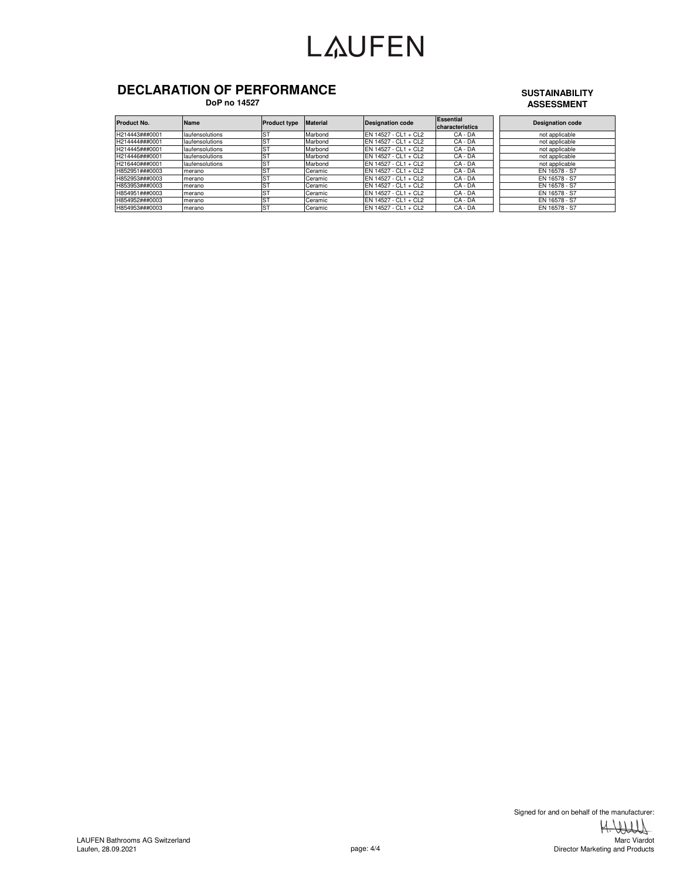# LAUFEN

## DECLARATION OF PERFORMANCE

**DoP no 14527**

**SUSTAINABILITY ASSESSMENT**

| Product No. | Name | Product type | Material | Designation code | Essential characteristics | Designation code |
|---|---|---|---|---|---|---|
| H214443###0001 | laufensolutions | ST | Marbond | EN 14527 - CL1 + CL2 | CA - DA | not applicable |
| H214444###0001 | laufensolutions | ST | Marbond | EN 14527 - CL1 + CL2 | CA - DA | not applicable |
| H214445###0001 | laufensolutions | ST | Marbond | EN 14527 - CL1 + CL2 | CA - DA | not applicable |
| H214446###0001 | laufensolutions | ST | Marbond | EN 14527 - CL1 + CL2 | CA - DA | not applicable |
| H216440###0001 | laufensolutions | ST | Marbond | EN 14527 - CL1 + CL2 | CA - DA | not applicable |
| H852951###0003 | merano | ST | Ceramic | EN 14527 - CL1 + CL2 | CA - DA | EN 16578 - S7 |
| H852953###0003 | merano | ST | Ceramic | EN 14527 - CL1 + CL2 | CA - DA | EN 16578 - S7 |
| H853953###0003 | merano | ST | Ceramic | EN 14527 - CL1 + CL2 | CA - DA | EN 16578 - S7 |
| H854951###0003 | merano | ST | Ceramic | EN 14527 - CL1 + CL2 | CA - DA | EN 16578 - S7 |
| H854952###0003 | merano | ST | Ceramic | EN 14527 - CL1 + CL2 | CA - DA | EN 16578 - S7 |
| H854953###0003 | merano | ST | Ceramic | EN 14527 - CL1 + CL2 | CA - DA | EN 16578 - S7 |

Signed for and on behalf of the manufacturer:

Marc Viardot
Director Marketing and Products

LAUFEN Bathrooms AG Switzerland
Laufen, 28.09.2021